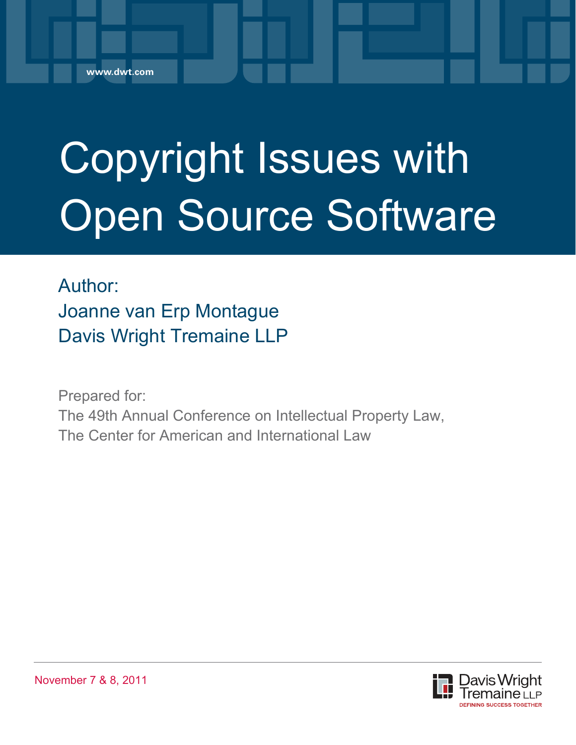www.dwt.com

# Copyright Issues with Open Source Software

Author:
Joanne van Erp Montague
Davis Wright Tremaine LLP

Prepared for:
The 49th Annual Conference on Intellectual Property Law,
The Center for American and International Law

November 7 & 8, 2011

Davis Wright Tremaine LLP
DEFINING SUCCESS TOGETHER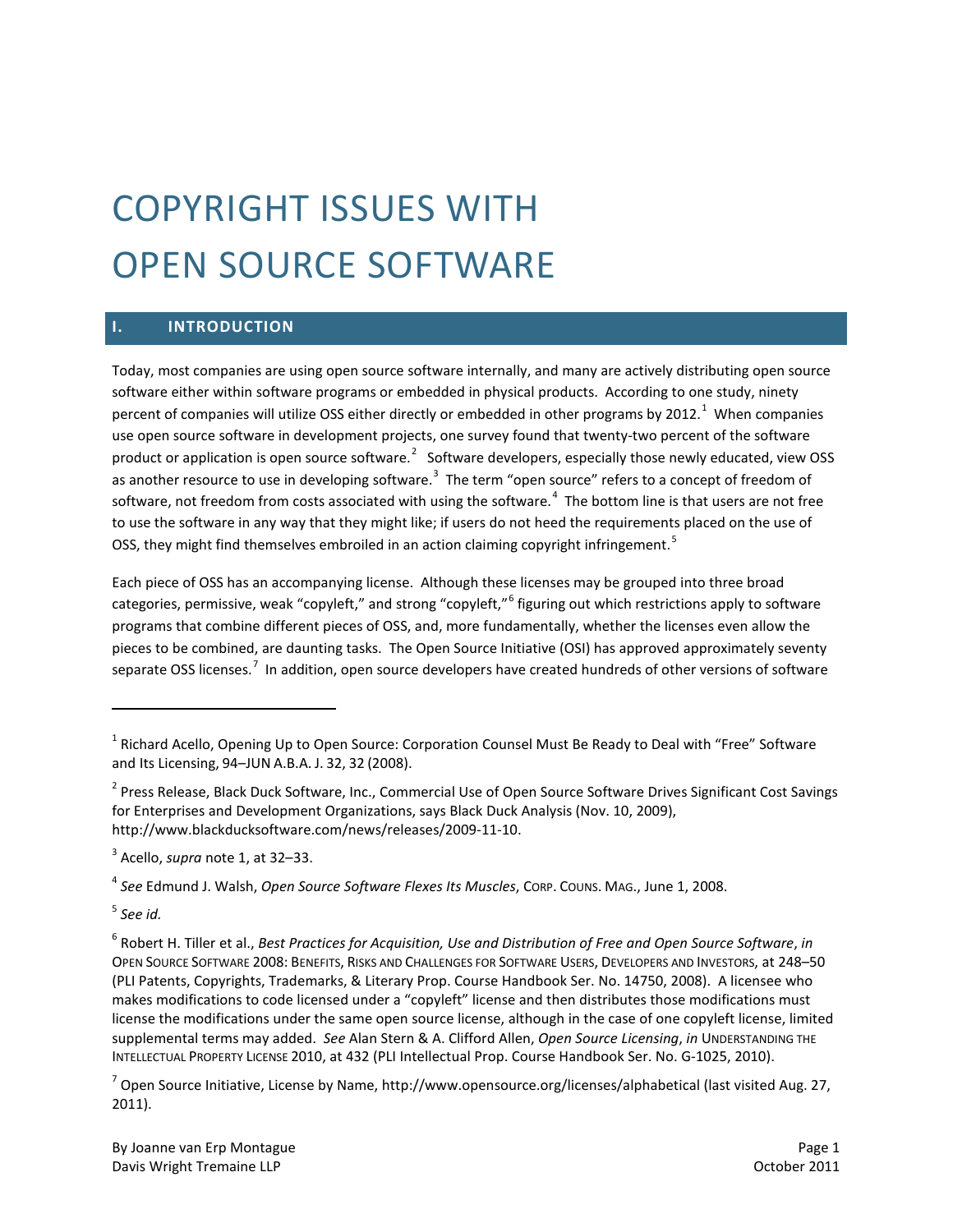# COPYRIGHT ISSUES WITH OPEN SOURCE SOFTWARE

## I. INTRODUCTION

Today, most companies are using open source software internally, and many are actively distributing open source software either within software programs or embedded in physical products. According to one study, ninety percent of companies will utilize OSS either directly or embedded in other programs by 2012.[1] When companies use open source software in development projects, one survey found that twenty-two percent of the software product or application is open source software.[2] Software developers, especially those newly educated, view OSS as another resource to use in developing software.[3] The term "open source" refers to a concept of freedom of software, not freedom from costs associated with using the software.[4] The bottom line is that users are not free to use the software in any way that they might like; if users do not heed the requirements placed on the use of OSS, they might find themselves embroiled in an action claiming copyright infringement.[5]

Each piece of OSS has an accompanying license. Although these licenses may be grouped into three broad categories, permissive, weak "copyleft," and strong "copyleft,"[6] figuring out which restrictions apply to software programs that combine different pieces of OSS, and, more fundamentally, whether the licenses even allow the pieces to be combined, are daunting tasks. The Open Source Initiative (OSI) has approved approximately seventy separate OSS licenses.[7] In addition, open source developers have created hundreds of other versions of software

---

[1] Richard Acello, Opening Up to Open Source: Corporation Counsel Must Be Ready to Deal with "Free" Software and Its Licensing, 94–JUN A.B.A. J. 32, 32 (2008).

[2] Press Release, Black Duck Software, Inc., Commercial Use of Open Source Software Drives Significant Cost Savings for Enterprises and Development Organizations, says Black Duck Analysis (Nov. 10, 2009), http://www.blackducksoftware.com/news/releases/2009-11-10.

[3] Acello, *supra* note 1, at 32–33.

[4] *See* Edmund J. Walsh, *Open Source Software Flexes Its Muscles*, CORP. COUNS. MAG., June 1, 2008.

[5] *See id.*

[6] Robert H. Tiller et al., *Best Practices for Acquisition, Use and Distribution of Free and Open Source Software*, *in* OPEN SOURCE SOFTWARE 2008: BENEFITS, RISKS AND CHALLENGES FOR SOFTWARE USERS, DEVELOPERS AND INVESTORS, at 248–50 (PLI Patents, Copyrights, Trademarks, & Literary Prop. Course Handbook Ser. No. 14750, 2008). A licensee who makes modifications to code licensed under a "copyleft" license and then distributes those modifications must license the modifications under the same open source license, although in the case of one copyleft license, limited supplemental terms may added. *See* Alan Stern & A. Clifford Allen, *Open Source Licensing*, *in* UNDERSTANDING THE INTELLECTUAL PROPERTY LICENSE 2010, at 432 (PLI Intellectual Prop. Course Handbook Ser. No. G-1025, 2010).

[7] Open Source Initiative, License by Name, http://www.opensource.org/licenses/alphabetical (last visited Aug. 27, 2011).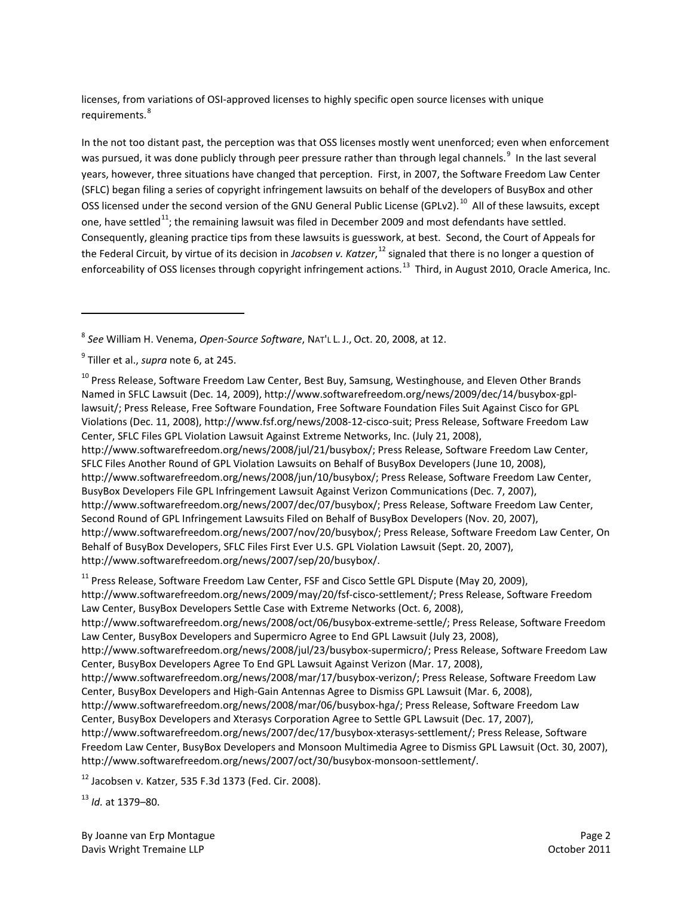licenses, from variations of OSI-approved licenses to highly specific open source licenses with unique requirements.[8]

In the not too distant past, the perception was that OSS licenses mostly went unenforced; even when enforcement was pursued, it was done publicly through peer pressure rather than through legal channels.[9] In the last several years, however, three situations have changed that perception. First, in 2007, the Software Freedom Law Center (SFLC) began filing a series of copyright infringement lawsuits on behalf of the developers of BusyBox and other OSS licensed under the second version of the GNU General Public License (GPLv2).[10] All of these lawsuits, except one, have settled[11]; the remaining lawsuit was filed in December 2009 and most defendants have settled. Consequently, gleaning practice tips from these lawsuits is guesswork, at best. Second, the Court of Appeals for the Federal Circuit, by virtue of its decision in *Jacobsen v. Katzer*,[12] signaled that there is no longer a question of enforceability of OSS licenses through copyright infringement actions.[13] Third, in August 2010, Oracle America, Inc.

---

[8] *See* William H. Venema, *Open-Source Software*, NAT'L L. J., Oct. 20, 2008, at 12.

[9] Tiller et al., *supra* note 6, at 245.

[10] Press Release, Software Freedom Law Center, Best Buy, Samsung, Westinghouse, and Eleven Other Brands Named in SFLC Lawsuit (Dec. 14, 2009), http://www.softwarefreedom.org/news/2009/dec/14/busybox-gpl-lawsuit/; Press Release, Free Software Foundation, Free Software Foundation Files Suit Against Cisco for GPL Violations (Dec. 11, 2008), http://www.fsf.org/news/2008-12-cisco-suit; Press Release, Software Freedom Law Center, SFLC Files GPL Violation Lawsuit Against Extreme Networks, Inc. (July 21, 2008), http://www.softwarefreedom.org/news/2008/jul/21/busybox/; Press Release, Software Freedom Law Center, SFLC Files Another Round of GPL Violation Lawsuits on Behalf of BusyBox Developers (June 10, 2008), http://www.softwarefreedom.org/news/2008/jun/10/busybox/; Press Release, Software Freedom Law Center, BusyBox Developers File GPL Infringement Lawsuit Against Verizon Communications (Dec. 7, 2007), http://www.softwarefreedom.org/news/2007/dec/07/busybox/; Press Release, Software Freedom Law Center, Second Round of GPL Infringement Lawsuits Filed on Behalf of BusyBox Developers (Nov. 20, 2007), http://www.softwarefreedom.org/news/2007/nov/20/busybox/; Press Release, Software Freedom Law Center, On Behalf of BusyBox Developers, SFLC Files First Ever U.S. GPL Violation Lawsuit (Sept. 20, 2007), http://www.softwarefreedom.org/news/2007/sep/20/busybox/.

[11] Press Release, Software Freedom Law Center, FSF and Cisco Settle GPL Dispute (May 20, 2009), http://www.softwarefreedom.org/news/2009/may/20/fsf-cisco-settlement/; Press Release, Software Freedom Law Center, BusyBox Developers Settle Case with Extreme Networks (Oct. 6, 2008), http://www.softwarefreedom.org/news/2008/oct/06/busybox-extreme-settle/; Press Release, Software Freedom Law Center, BusyBox Developers and Supermicro Agree to End GPL Lawsuit (July 23, 2008), http://www.softwarefreedom.org/news/2008/jul/23/busybox-supermicro/; Press Release, Software Freedom Law Center, BusyBox Developers Agree To End GPL Lawsuit Against Verizon (Mar. 17, 2008), http://www.softwarefreedom.org/news/2008/mar/17/busybox-verizon/; Press Release, Software Freedom Law Center, BusyBox Developers and High-Gain Antennas Agree to Dismiss GPL Lawsuit (Mar. 6, 2008), http://www.softwarefreedom.org/news/2008/mar/06/busybox-hga/; Press Release, Software Freedom Law Center, BusyBox Developers and Xterasys Corporation Agree to Settle GPL Lawsuit (Dec. 17, 2007), http://www.softwarefreedom.org/news/2007/dec/17/busybox-xterasys-settlement/; Press Release, Software Freedom Law Center, BusyBox Developers and Monsoon Multimedia Agree to Dismiss GPL Lawsuit (Oct. 30, 2007), http://www.softwarefreedom.org/news/2007/oct/30/busybox-monsoon-settlement/.

[12] Jacobsen v. Katzer, 535 F.3d 1373 (Fed. Cir. 2008).

[13] *Id.* at 1379–80.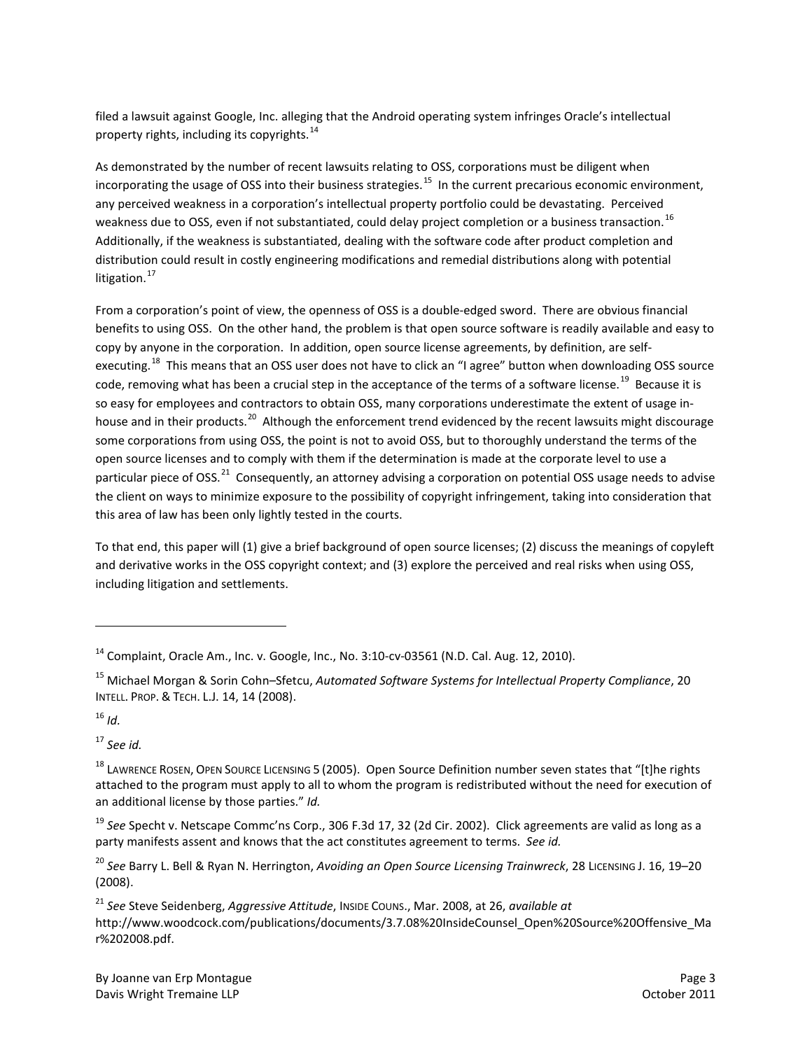filed a lawsuit against Google, Inc. alleging that the Android operating system infringes Oracle's intellectual property rights, including its copyrights.[14]

As demonstrated by the number of recent lawsuits relating to OSS, corporations must be diligent when incorporating the usage of OSS into their business strategies.[15] In the current precarious economic environment, any perceived weakness in a corporation's intellectual property portfolio could be devastating. Perceived weakness due to OSS, even if not substantiated, could delay project completion or a business transaction.[16] Additionally, if the weakness is substantiated, dealing with the software code after product completion and distribution could result in costly engineering modifications and remedial distributions along with potential litigation.[17]

From a corporation's point of view, the openness of OSS is a double-edged sword. There are obvious financial benefits to using OSS. On the other hand, the problem is that open source software is readily available and easy to copy by anyone in the corporation. In addition, open source license agreements, by definition, are self-executing.[18] This means that an OSS user does not have to click an "I agree" button when downloading OSS source code, removing what has been a crucial step in the acceptance of the terms of a software license.[19] Because it is so easy for employees and contractors to obtain OSS, many corporations underestimate the extent of usage in-house and in their products.[20] Although the enforcement trend evidenced by the recent lawsuits might discourage some corporations from using OSS, the point is not to avoid OSS, but to thoroughly understand the terms of the open source licenses and to comply with them if the determination is made at the corporate level to use a particular piece of OSS.[21] Consequently, an attorney advising a corporation on potential OSS usage needs to advise the client on ways to minimize exposure to the possibility of copyright infringement, taking into consideration that this area of law has been only lightly tested in the courts.

To that end, this paper will (1) give a brief background of open source licenses; (2) discuss the meanings of copyleft and derivative works in the OSS copyright context; and (3) explore the perceived and real risks when using OSS, including litigation and settlements.

---

[14] Complaint, Oracle Am., Inc. v. Google, Inc., No. 3:10-cv-03561 (N.D. Cal. Aug. 12, 2010).

[15] Michael Morgan & Sorin Cohn–Sfetcu, *Automated Software Systems for Intellectual Property Compliance*, 20 INTELL. PROP. & TECH. L.J. 14, 14 (2008).

[16] *Id.*

[17] *See id.*

[18] LAWRENCE ROSEN, OPEN SOURCE LICENSING 5 (2005). Open Source Definition number seven states that "[t]he rights attached to the program must apply to all to whom the program is redistributed without the need for execution of an additional license by those parties." *Id.*

[19] *See* Specht v. Netscape Commc'ns Corp., 306 F.3d 17, 32 (2d Cir. 2002). Click agreements are valid as long as a party manifests assent and knows that the act constitutes agreement to terms. *See id.*

[20] *See* Barry L. Bell & Ryan N. Herrington, *Avoiding an Open Source Licensing Trainwreck*, 28 LICENSING J. 16, 19–20 (2008).

[21] *See* Steve Seidenberg, *Aggressive Attitude*, INSIDE COUNS., Mar. 2008, at 26, *available at* http://www.woodcock.com/publications/documents/3.7.08%20InsideCounsel_Open%20Source%20Offensive_Mar%202008.pdf.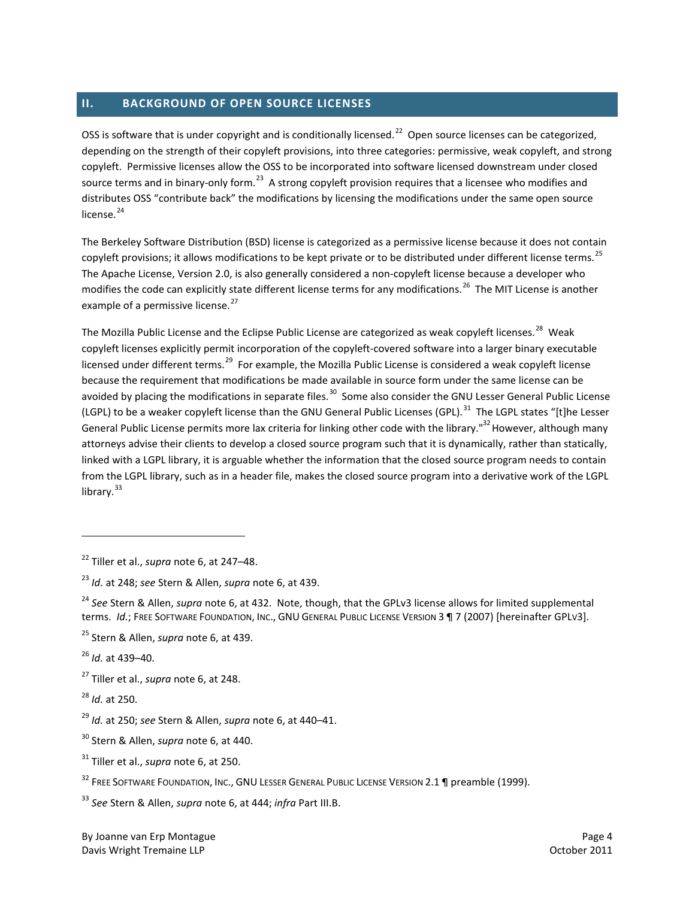## II. BACKGROUND OF OPEN SOURCE LICENSES

OSS is software that is under copyright and is conditionally licensed.[22] Open source licenses can be categorized, depending on the strength of their copyleft provisions, into three categories: permissive, weak copyleft, and strong copyleft. Permissive licenses allow the OSS to be incorporated into software licensed downstream under closed source terms and in binary-only form.[23] A strong copyleft provision requires that a licensee who modifies and distributes OSS "contribute back" the modifications by licensing the modifications under the same open source license.[24]

The Berkeley Software Distribution (BSD) license is categorized as a permissive license because it does not contain copyleft provisions; it allows modifications to be kept private or to be distributed under different license terms.[25] The Apache License, Version 2.0, is also generally considered a non-copyleft license because a developer who modifies the code can explicitly state different license terms for any modifications.[26] The MIT License is another example of a permissive license.[27]

The Mozilla Public License and the Eclipse Public License are categorized as weak copyleft licenses.[28] Weak copyleft licenses explicitly permit incorporation of the copyleft-covered software into a larger binary executable licensed under different terms.[29] For example, the Mozilla Public License is considered a weak copyleft license because the requirement that modifications be made available in source form under the same license can be avoided by placing the modifications in separate files.[30] Some also consider the GNU Lesser General Public License (LGPL) to be a weaker copyleft license than the GNU General Public Licenses (GPL).[31] The LGPL states "[t]he Lesser General Public License permits more lax criteria for linking other code with the library."[32] However, although many attorneys advise their clients to develop a closed source program such that it is dynamically, rather than statically, linked with a LGPL library, it is arguable whether the information that the closed source program needs to contain from the LGPL library, such as in a header file, makes the closed source program into a derivative work of the LGPL library.[33]

---

[22] Tiller et al., *supra* note 6, at 247–48.

[23] *Id.* at 248; *see* Stern & Allen, *supra* note 6, at 439.

[24] *See* Stern & Allen, *supra* note 6, at 432. Note, though, that the GPLv3 license allows for limited supplemental terms. *Id.*; FREE SOFTWARE FOUNDATION, INC., GNU GENERAL PUBLIC LICENSE VERSION 3 ¶ 7 (2007) [hereinafter GPLV3].

[25] Stern & Allen, *supra* note 6, at 439.

[26] *Id.* at 439–40.

[27] Tiller et al., *supra* note 6, at 248.

[28] *Id.* at 250.

[29] *Id.* at 250; *see* Stern & Allen, *supra* note 6, at 440–41.

[30] Stern & Allen, *supra* note 6, at 440.

[31] Tiller et al., *supra* note 6, at 250.

[32] FREE SOFTWARE FOUNDATION, INC., GNU LESSER GENERAL PUBLIC LICENSE VERSION 2.1 ¶ preamble (1999).

[33] *See* Stern & Allen, *supra* note 6, at 444; *infra* Part III.B.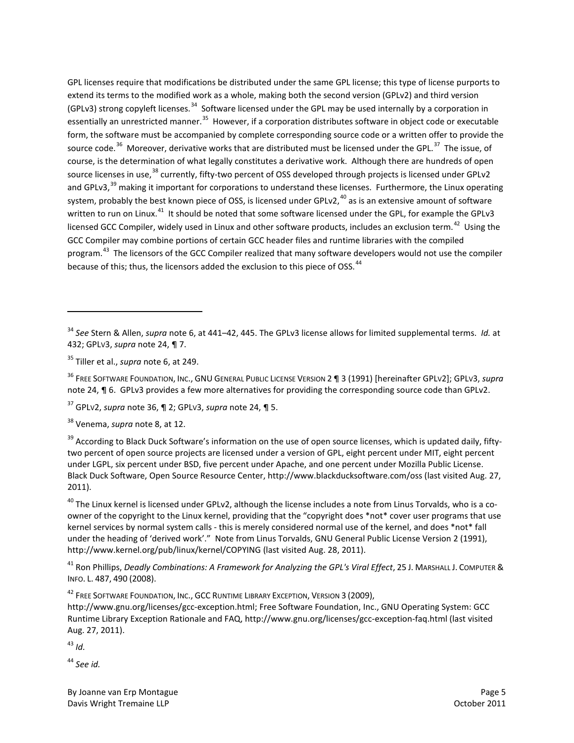GPL licenses require that modifications be distributed under the same GPL license; this type of license purports to extend its terms to the modified work as a whole, making both the second version (GPLv2) and third version (GPLv3) strong copyleft licenses.[34] Software licensed under the GPL may be used internally by a corporation in essentially an unrestricted manner.[35] However, if a corporation distributes software in object code or executable form, the software must be accompanied by complete corresponding source code or a written offer to provide the source code.[36] Moreover, derivative works that are distributed must be licensed under the GPL.[37] The issue, of course, is the determination of what legally constitutes a derivative work. Although there are hundreds of open source licenses in use,[38] currently, fifty-two percent of OSS developed through projects is licensed under GPLv2 and GPLv3,[39] making it important for corporations to understand these licenses. Furthermore, the Linux operating system, probably the best known piece of OSS, is licensed under GPLv2,[40] as is an extensive amount of software written to run on Linux.[41] It should be noted that some software licensed under the GPL, for example the GPLv3 licensed GCC Compiler, widely used in Linux and other software products, includes an exclusion term.[42] Using the GCC Compiler may combine portions of certain GCC header files and runtime libraries with the compiled program.[43] The licensors of the GCC Compiler realized that many software developers would not use the compiler because of this; thus, the licensors added the exclusion to this piece of OSS.[44]

---

[34] *See* Stern & Allen, *supra* note 6, at 441–42, 445. The GPLv3 license allows for limited supplemental terms. *Id.* at 432; GPLV3, *supra* note 24, ¶ 7.

[35] Tiller et al., *supra* note 6, at 249.

[36] FREE SOFTWARE FOUNDATION, INC., GNU GENERAL PUBLIC LICENSE VERSION 2 ¶ 3 (1991) [hereinafter GPLv2]; GPLV3, *supra* note 24, ¶ 6. GPLv3 provides a few more alternatives for providing the corresponding source code than GPLv2.

[37] GPLV2, *supra* note 36, ¶ 2; GPLV3, *supra* note 24, ¶ 5.

[38] Venema, *supra* note 8, at 12.

[39] According to Black Duck Software's information on the use of open source licenses, which is updated daily, fifty-two percent of open source projects are licensed under a version of GPL, eight percent under MIT, eight percent under LGPL, six percent under BSD, five percent under Apache, and one percent under Mozilla Public License. Black Duck Software, Open Source Resource Center, http://www.blackducksoftware.com/oss (last visited Aug. 27, 2011).

[40] The Linux kernel is licensed under GPLv2, although the license includes a note from Linus Torvalds, who is a co-owner of the copyright to the Linux kernel, providing that the "copyright does *not* cover user programs that use kernel services by normal system calls - this is merely considered normal use of the kernel, and does *not* fall under the heading of 'derived work'." Note from Linus Torvalds, GNU General Public License Version 2 (1991), http://www.kernel.org/pub/linux/kernel/COPYING (last visited Aug. 28, 2011).

[41] Ron Phillips, *Deadly Combinations: A Framework for Analyzing the GPL's Viral Effect*, 25 J. MARSHALL J. COMPUTER & INFO. L. 487, 490 (2008).

[42] FREE SOFTWARE FOUNDATION, INC., GCC RUNTIME LIBRARY EXCEPTION, VERSION 3 (2009), http://www.gnu.org/licenses/gcc-exception.html; Free Software Foundation, Inc., GNU Operating System: GCC Runtime Library Exception Rationale and FAQ, http://www.gnu.org/licenses/gcc-exception-faq.html (last visited Aug. 27, 2011).

[43] *Id.*

[44] *See id.*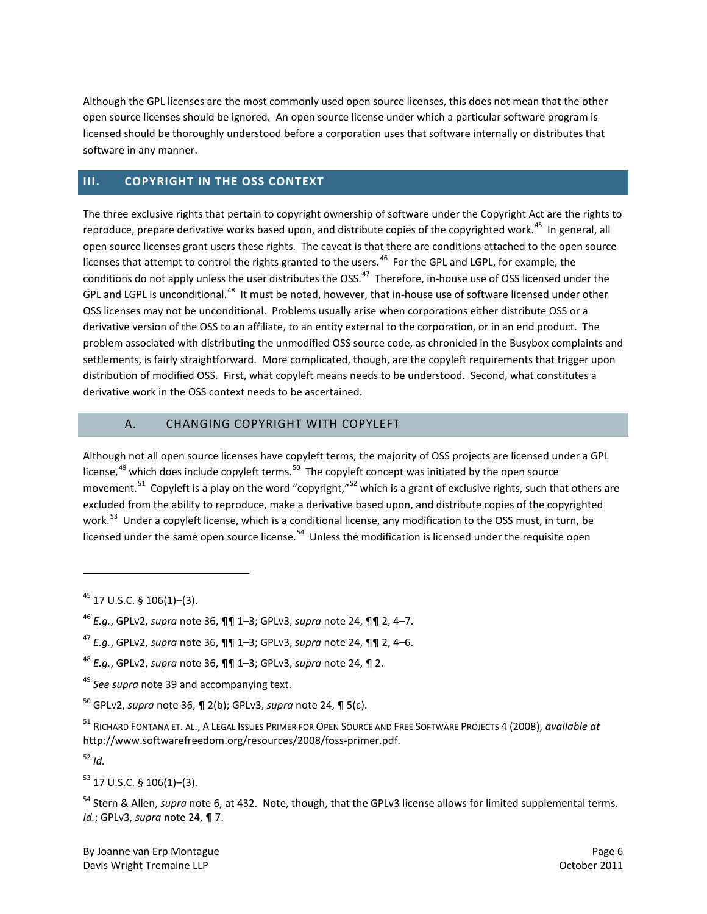Although the GPL licenses are the most commonly used open source licenses, this does not mean that the other open source licenses should be ignored. An open source license under which a particular software program is licensed should be thoroughly understood before a corporation uses that software internally or distributes that software in any manner.

## III. COPYRIGHT IN THE OSS CONTEXT

The three exclusive rights that pertain to copyright ownership of software under the Copyright Act are the rights to reproduce, prepare derivative works based upon, and distribute copies of the copyrighted work.[45] In general, all open source licenses grant users these rights. The caveat is that there are conditions attached to the open source licenses that attempt to control the rights granted to the users.[46] For the GPL and LGPL, for example, the conditions do not apply unless the user distributes the OSS.[47] Therefore, in-house use of OSS licensed under the GPL and LGPL is unconditional.[48] It must be noted, however, that in-house use of software licensed under other OSS licenses may not be unconditional. Problems usually arise when corporations either distribute OSS or a derivative version of the OSS to an affiliate, to an entity external to the corporation, or in an end product. The problem associated with distributing the unmodified OSS source code, as chronicled in the Busybox complaints and settlements, is fairly straightforward. More complicated, though, are the copyleft requirements that trigger upon distribution of modified OSS. First, what copyleft means needs to be understood. Second, what constitutes a derivative work in the OSS context needs to be ascertained.

### A. CHANGING COPYRIGHT WITH COPYLEFT

Although not all open source licenses have copyleft terms, the majority of OSS projects are licensed under a GPL license,[49] which does include copyleft terms.[50] The copyleft concept was initiated by the open source movement.[51] Copyleft is a play on the word "copyright,"[52] which is a grant of exclusive rights, such that others are excluded from the ability to reproduce, make a derivative based upon, and distribute copies of the copyrighted work.[53] Under a copyleft license, which is a conditional license, any modification to the OSS must, in turn, be licensed under the same open source license.[54] Unless the modification is licensed under the requisite open

---

[45] 17 U.S.C. § 106(1)–(3).

[46] *E.g.*, GPLv2, *supra* note 36, ¶¶ 1–3; GPLv3, *supra* note 24, ¶¶ 2, 4–7.

[47] *E.g.*, GPLv2, *supra* note 36, ¶¶ 1–3; GPLv3, *supra* note 24, ¶¶ 2, 4–6.

[48] *E.g.*, GPLv2, *supra* note 36, ¶¶ 1–3; GPLv3, *supra* note 24, ¶ 2.

[49] *See supra* note 39 and accompanying text.

[50] GPLv2, *supra* note 36, ¶ 2(b); GPLv3, *supra* note 24, ¶ 5(c).

[51] RICHARD FONTANA ET. AL., A LEGAL ISSUES PRIMER FOR OPEN SOURCE AND FREE SOFTWARE PROJECTS 4 (2008), *available at* http://www.softwarefreedom.org/resources/2008/foss-primer.pdf.

[52] *Id.*

[53] 17 U.S.C. § 106(1)–(3).

[54] Stern & Allen, *supra* note 6, at 432. Note, though, that the GPLv3 license allows for limited supplemental terms. *Id.*; GPLv3, *supra* note 24, ¶ 7.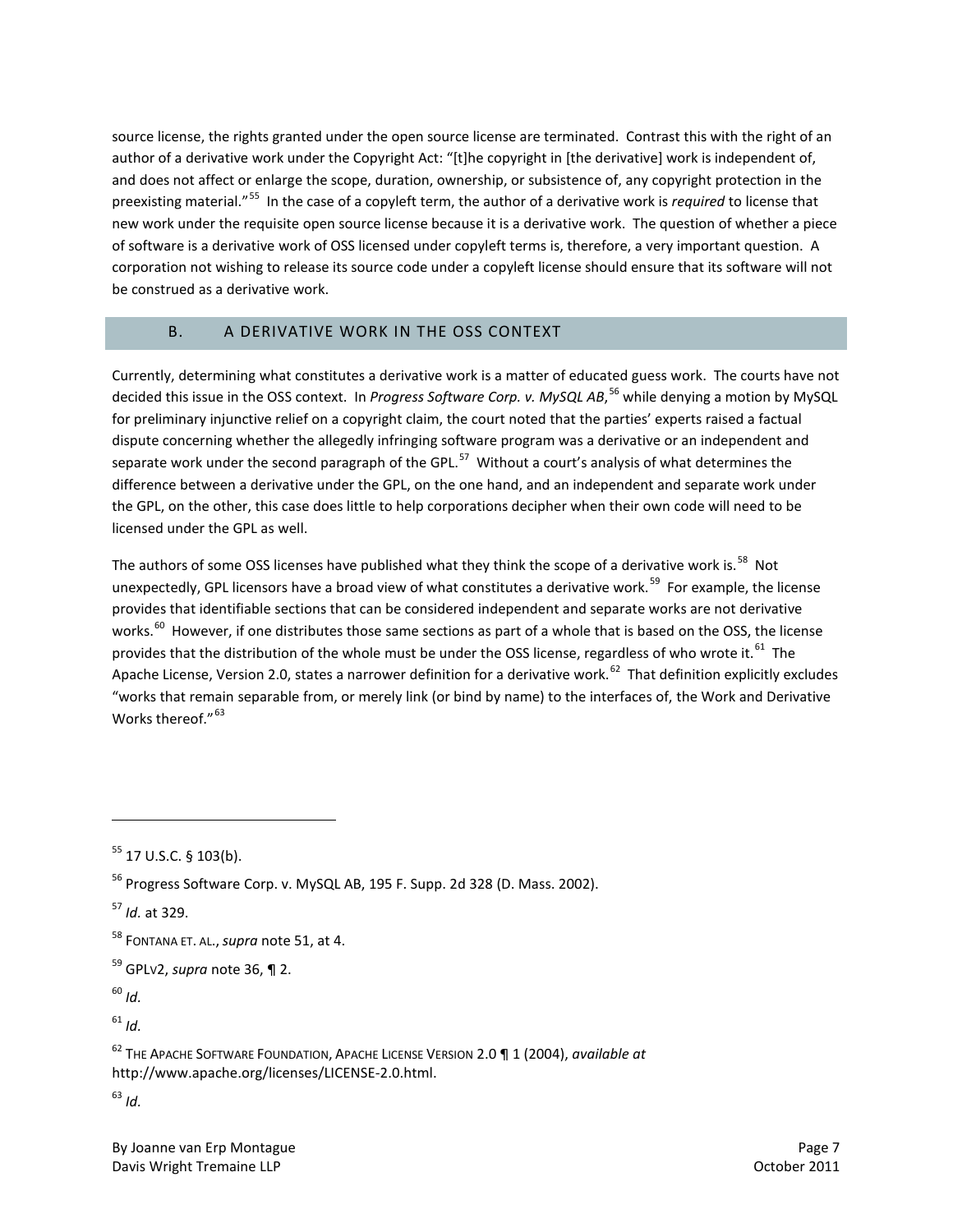source license, the rights granted under the open source license are terminated. Contrast this with the right of an author of a derivative work under the Copyright Act: "[t]he copyright in [the derivative] work is independent of, and does not affect or enlarge the scope, duration, ownership, or subsistence of, any copyright protection in the preexisting material."[55] In the case of a copyleft term, the author of a derivative work is *required* to license that new work under the requisite open source license because it is a derivative work. The question of whether a piece of software is a derivative work of OSS licensed under copyleft terms is, therefore, a very important question. A corporation not wishing to release its source code under a copyleft license should ensure that its software will not be construed as a derivative work.

## B. A DERIVATIVE WORK IN THE OSS CONTEXT

Currently, determining what constitutes a derivative work is a matter of educated guess work. The courts have not decided this issue in the OSS context. In *Progress Software Corp. v. MySQL AB*,[56] while denying a motion by MySQL for preliminary injunctive relief on a copyright claim, the court noted that the parties' experts raised a factual dispute concerning whether the allegedly infringing software program was a derivative or an independent and separate work under the second paragraph of the GPL.[57] Without a court's analysis of what determines the difference between a derivative under the GPL, on the one hand, and an independent and separate work under the GPL, on the other, this case does little to help corporations decipher when their own code will need to be licensed under the GPL as well.

The authors of some OSS licenses have published what they think the scope of a derivative work is.[58] Not unexpectedly, GPL licensors have a broad view of what constitutes a derivative work.[59] For example, the license provides that identifiable sections that can be considered independent and separate works are not derivative works.[60] However, if one distributes those same sections as part of a whole that is based on the OSS, the license provides that the distribution of the whole must be under the OSS license, regardless of who wrote it.[61] The Apache License, Version 2.0, states a narrower definition for a derivative work.[62] That definition explicitly excludes "works that remain separable from, or merely link (or bind by name) to the interfaces of, the Work and Derivative Works thereof."[63]

---

[55] 17 U.S.C. § 103(b).

[56] Progress Software Corp. v. MySQL AB, 195 F. Supp. 2d 328 (D. Mass. 2002).

[57] *Id.* at 329.

[58] FONTANA ET. AL., *supra* note 51, at 4.

[59] GPLV2, *supra* note 36, ¶ 2.

[60] *Id.*

[61] *Id.*

[62] THE APACHE SOFTWARE FOUNDATION, APACHE LICENSE VERSION 2.0 ¶ 1 (2004), *available at* http://www.apache.org/licenses/LICENSE-2.0.html.

[63] *Id.*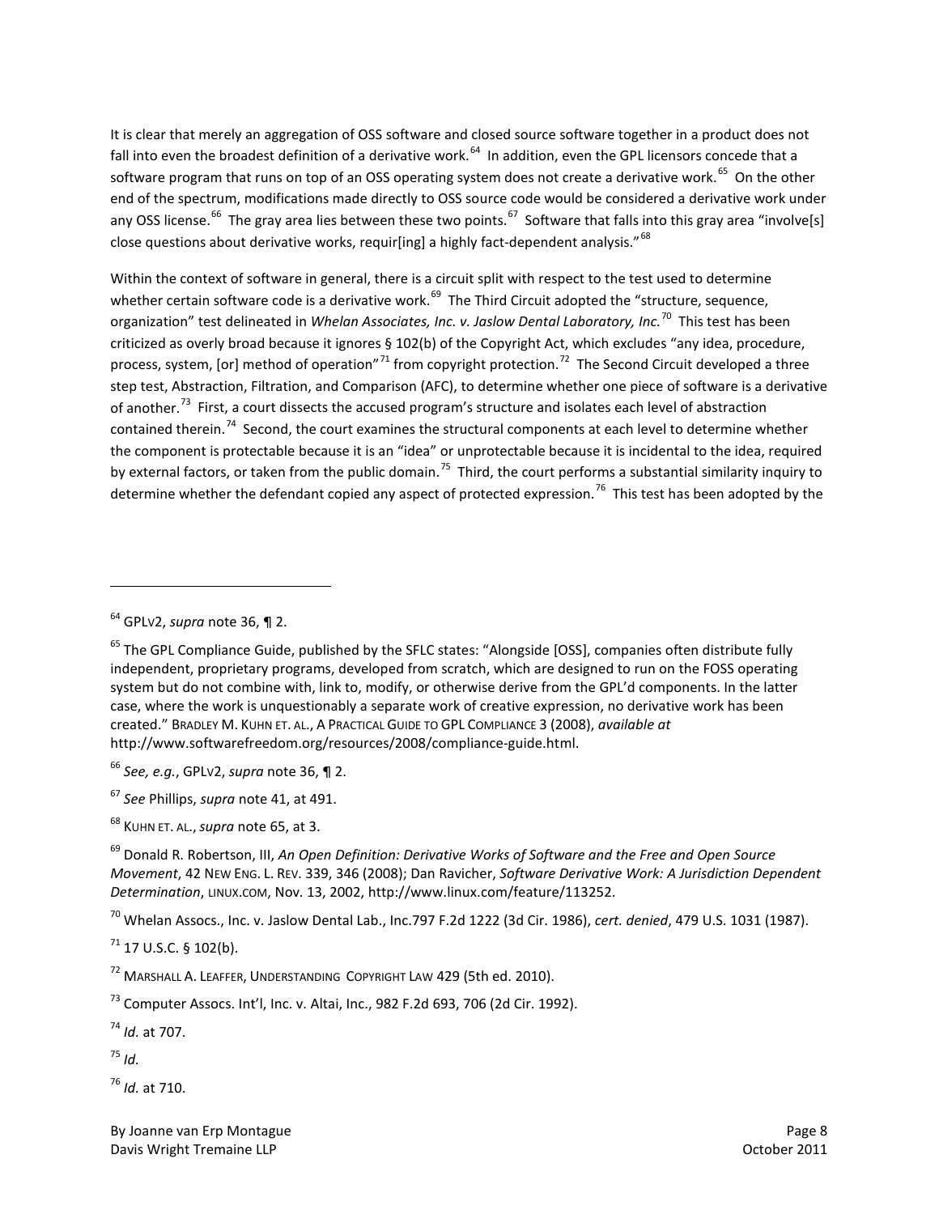It is clear that merely an aggregation of OSS software and closed source software together in a product does not fall into even the broadest definition of a derivative work.[64] In addition, even the GPL licensors concede that a software program that runs on top of an OSS operating system does not create a derivative work.[65] On the other end of the spectrum, modifications made directly to OSS source code would be considered a derivative work under any OSS license.[66] The gray area lies between these two points.[67] Software that falls into this gray area "involve[s] close questions about derivative works, requir[ing] a highly fact-dependent analysis."[68]

Within the context of software in general, there is a circuit split with respect to the test used to determine whether certain software code is a derivative work.[69] The Third Circuit adopted the "structure, sequence, organization" test delineated in *Whelan Associates, Inc. v. Jaslow Dental Laboratory, Inc.*[70] This test has been criticized as overly broad because it ignores § 102(b) of the Copyright Act, which excludes "any idea, procedure, process, system, [or] method of operation"[71] from copyright protection.[72] The Second Circuit developed a three step test, Abstraction, Filtration, and Comparison (AFC), to determine whether one piece of software is a derivative of another.[73] First, a court dissects the accused program's structure and isolates each level of abstraction contained therein.[74] Second, the court examines the structural components at each level to determine whether the component is protectable because it is an "idea" or unprotectable because it is incidental to the idea, required by external factors, or taken from the public domain.[75] Third, the court performs a substantial similarity inquiry to determine whether the defendant copied any aspect of protected expression.[76] This test has been adopted by the

---

[64] GPLv2, *supra* note 36, ¶ 2.

[65] The GPL Compliance Guide, published by the SFLC states: "Alongside [OSS], companies often distribute fully independent, proprietary programs, developed from scratch, which are designed to run on the FOSS operating system but do not combine with, link to, modify, or otherwise derive from the GPL'd components. In the latter case, where the work is unquestionably a separate work of creative expression, no derivative work has been created." BRADLEY M. KUHN ET. AL., A PRACTICAL GUIDE TO GPL COMPLIANCE 3 (2008), *available at* http://www.softwarefreedom.org/resources/2008/compliance-guide.html.

[66] *See, e.g.*, GPLv2, *supra* note 36, ¶ 2.

[67] *See* Phillips, *supra* note 41, at 491.

[68] KUHN ET. AL., *supra* note 65, at 3.

[69] Donald R. Robertson, III, *An Open Definition: Derivative Works of Software and the Free and Open Source Movement*, 42 NEW ENG. L. REV. 339, 346 (2008); Dan Ravicher, *Software Derivative Work: A Jurisdiction Dependent Determination*, LINUX.COM, Nov. 13, 2002, http://www.linux.com/feature/113252.

[70] Whelan Assocs., Inc. v. Jaslow Dental Lab., Inc.797 F.2d 1222 (3d Cir. 1986), *cert. denied*, 479 U.S. 1031 (1987).

[71] 17 U.S.C. § 102(b).

[72] MARSHALL A. LEAFFER, UNDERSTANDING COPYRIGHT LAW 429 (5th ed. 2010).

[73] Computer Assocs. Int'l, Inc. v. Altai, Inc., 982 F.2d 693, 706 (2d Cir. 1992).

[74] *Id.* at 707.

[75] *Id.*

[76] *Id.* at 710.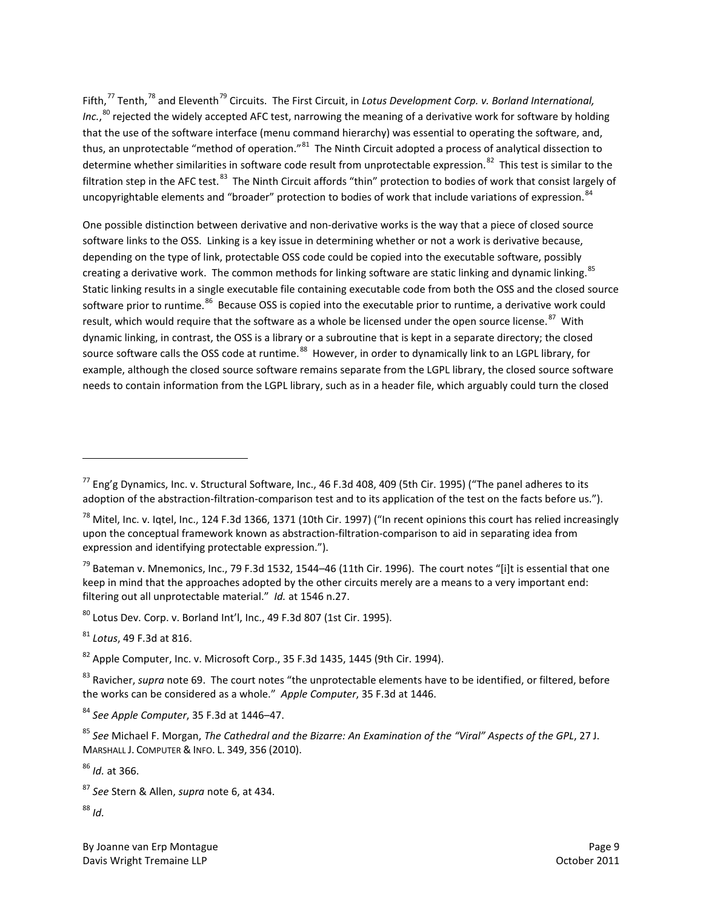Fifth,[77] Tenth,[78] and Eleventh[79] Circuits. The First Circuit, in *Lotus Development Corp. v. Borland International, Inc.*,[80] rejected the widely accepted AFC test, narrowing the meaning of a derivative work for software by holding that the use of the software interface (menu command hierarchy) was essential to operating the software, and, thus, an unprotectable "method of operation."[81] The Ninth Circuit adopted a process of analytical dissection to determine whether similarities in software code result from unprotectable expression.[82] This test is similar to the filtration step in the AFC test.[83] The Ninth Circuit affords "thin" protection to bodies of work that consist largely of uncopyrightable elements and "broader" protection to bodies of work that include variations of expression.[84]

One possible distinction between derivative and non-derivative works is the way that a piece of closed source software links to the OSS. Linking is a key issue in determining whether or not a work is derivative because, depending on the type of link, protectable OSS code could be copied into the executable software, possibly creating a derivative work. The common methods for linking software are static linking and dynamic linking.[85] Static linking results in a single executable file containing executable code from both the OSS and the closed source software prior to runtime.[86] Because OSS is copied into the executable prior to runtime, a derivative work could result, which would require that the software as a whole be licensed under the open source license.[87] With dynamic linking, in contrast, the OSS is a library or a subroutine that is kept in a separate directory; the closed source software calls the OSS code at runtime.[88] However, in order to dynamically link to an LGPL library, for example, although the closed source software remains separate from the LGPL library, the closed source software needs to contain information from the LGPL library, such as in a header file, which arguably could turn the closed

---

[77] Eng'g Dynamics, Inc. v. Structural Software, Inc., 46 F.3d 408, 409 (5th Cir. 1995) ("The panel adheres to its adoption of the abstraction-filtration-comparison test and to its application of the test on the facts before us.").

[78] Mitel, Inc. v. Iqtel, Inc., 124 F.3d 1366, 1371 (10th Cir. 1997) ("In recent opinions this court has relied increasingly upon the conceptual framework known as abstraction-filtration-comparison to aid in separating idea from expression and identifying protectable expression.").

[79] Bateman v. Mnemonics, Inc., 79 F.3d 1532, 1544–46 (11th Cir. 1996). The court notes "[i]t is essential that one keep in mind that the approaches adopted by the other circuits merely are a means to a very important end: filtering out all unprotectable material." *Id.* at 1546 n.27.

[80] Lotus Dev. Corp. v. Borland Int'l, Inc., 49 F.3d 807 (1st Cir. 1995).

[81] *Lotus*, 49 F.3d at 816.

[82] Apple Computer, Inc. v. Microsoft Corp., 35 F.3d 1435, 1445 (9th Cir. 1994).

[83] Ravicher, *supra* note 69. The court notes "the unprotectable elements have to be identified, or filtered, before the works can be considered as a whole." *Apple Computer*, 35 F.3d at 1446.

[84] *See Apple Computer*, 35 F.3d at 1446–47.

[85] *See* Michael F. Morgan, *The Cathedral and the Bizarre: An Examination of the "Viral" Aspects of the GPL*, 27 J. Marshall J. Computer & Info. L. 349, 356 (2010).

[86] *Id.* at 366.

[87] *See* Stern & Allen, *supra* note 6, at 434.

[88] *Id.*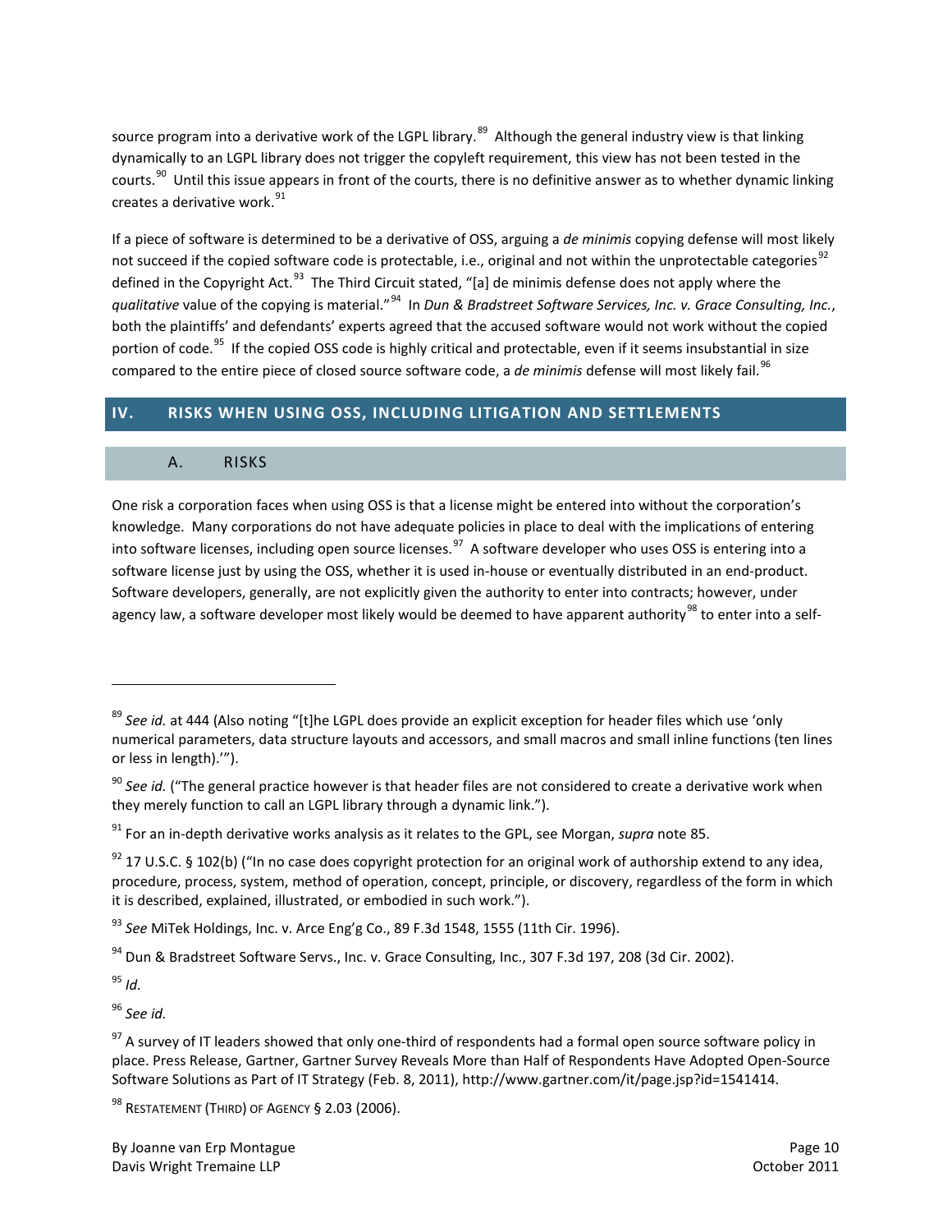source program into a derivative work of the LGPL library.[89] Although the general industry view is that linking dynamically to an LGPL library does not trigger the copyleft requirement, this view has not been tested in the courts.[90] Until this issue appears in front of the courts, there is no definitive answer as to whether dynamic linking creates a derivative work.[91]

If a piece of software is determined to be a derivative of OSS, arguing a *de minimis* copying defense will most likely not succeed if the copied software code is protectable, i.e., original and not within the unprotectable categories[92] defined in the Copyright Act.[93] The Third Circuit stated, "[a] de minimis defense does not apply where the *qualitative* value of the copying is material."[94] In *Dun & Bradstreet Software Services, Inc. v. Grace Consulting, Inc.*, both the plaintiffs' and defendants' experts agreed that the accused software would not work without the copied portion of code.[95] If the copied OSS code is highly critical and protectable, even if it seems insubstantial in size compared to the entire piece of closed source software code, a *de minimis* defense will most likely fail.[96]

## IV. RISKS WHEN USING OSS, INCLUDING LITIGATION AND SETTLEMENTS

### A. RISKS

One risk a corporation faces when using OSS is that a license might be entered into without the corporation's knowledge. Many corporations do not have adequate policies in place to deal with the implications of entering into software licenses, including open source licenses.[97] A software developer who uses OSS is entering into a software license just by using the OSS, whether it is used in-house or eventually distributed in an end-product. Software developers, generally, are not explicitly given the authority to enter into contracts; however, under agency law, a software developer most likely would be deemed to have apparent authority[98] to enter into a self-

---

[89] *See id.* at 444 (Also noting "[t]he LGPL does provide an explicit exception for header files which use 'only numerical parameters, data structure layouts and accessors, and small macros and small inline functions (ten lines or less in length).'").

[90] *See id.* ("The general practice however is that header files are not considered to create a derivative work when they merely function to call an LGPL library through a dynamic link.").

[91] For an in-depth derivative works analysis as it relates to the GPL, see Morgan, *supra* note 85.

[92] 17 U.S.C. § 102(b) ("In no case does copyright protection for an original work of authorship extend to any idea, procedure, process, system, method of operation, concept, principle, or discovery, regardless of the form in which it is described, explained, illustrated, or embodied in such work.").

[93] *See* MiTek Holdings, Inc. v. Arce Eng'g Co., 89 F.3d 1548, 1555 (11th Cir. 1996).

[94] Dun & Bradstreet Software Servs., Inc. v. Grace Consulting, Inc., 307 F.3d 197, 208 (3d Cir. 2002).

[95] *Id.*

[96] *See id.*

[97] A survey of IT leaders showed that only one-third of respondents had a formal open source software policy in place. Press Release, Gartner, Gartner Survey Reveals More than Half of Respondents Have Adopted Open-Source Software Solutions as Part of IT Strategy (Feb. 8, 2011), http://www.gartner.com/it/page.jsp?id=1541414.

[98] RESTATEMENT (THIRD) OF AGENCY § 2.03 (2006).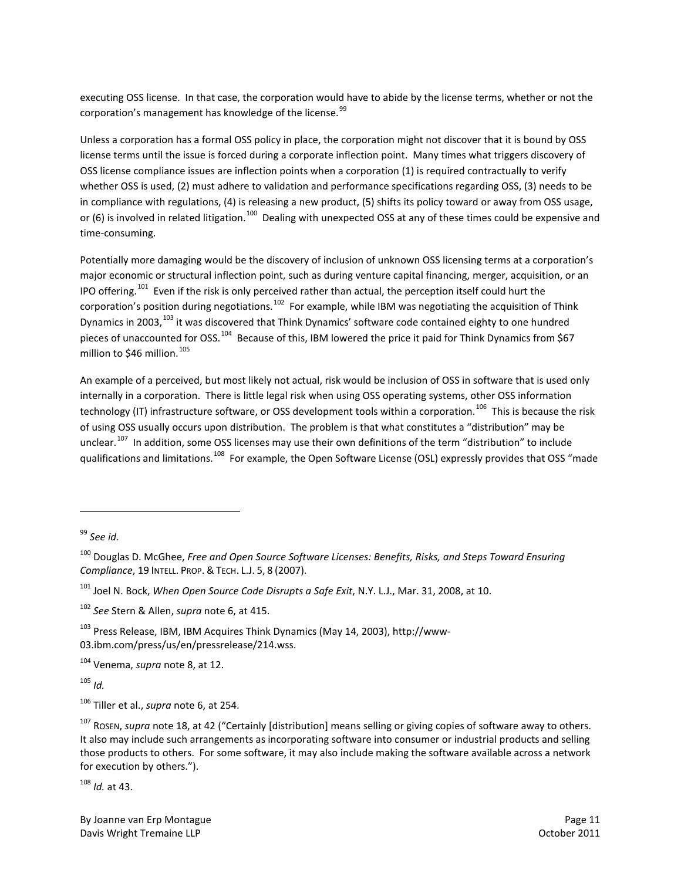executing OSS license. In that case, the corporation would have to abide by the license terms, whether or not the corporation's management has knowledge of the license.[99]

Unless a corporation has a formal OSS policy in place, the corporation might not discover that it is bound by OSS license terms until the issue is forced during a corporate inflection point. Many times what triggers discovery of OSS license compliance issues are inflection points when a corporation (1) is required contractually to verify whether OSS is used, (2) must adhere to validation and performance specifications regarding OSS, (3) needs to be in compliance with regulations, (4) is releasing a new product, (5) shifts its policy toward or away from OSS usage, or (6) is involved in related litigation.[100] Dealing with unexpected OSS at any of these times could be expensive and time-consuming.

Potentially more damaging would be the discovery of inclusion of unknown OSS licensing terms at a corporation's major economic or structural inflection point, such as during venture capital financing, merger, acquisition, or an IPO offering.[101] Even if the risk is only perceived rather than actual, the perception itself could hurt the corporation's position during negotiations.[102] For example, while IBM was negotiating the acquisition of Think Dynamics in 2003,[103] it was discovered that Think Dynamics' software code contained eighty to one hundred pieces of unaccounted for OSS.[104] Because of this, IBM lowered the price it paid for Think Dynamics from $67 million to $46 million.[105]

An example of a perceived, but most likely not actual, risk would be inclusion of OSS in software that is used only internally in a corporation. There is little legal risk when using OSS operating systems, other OSS information technology (IT) infrastructure software, or OSS development tools within a corporation.[106] This is because the risk of using OSS usually occurs upon distribution. The problem is that what constitutes a "distribution" may be unclear.[107] In addition, some OSS licenses may use their own definitions of the term "distribution" to include qualifications and limitations.[108] For example, the Open Software License (OSL) expressly provides that OSS "made

---

[99] *See id.*

[100] Douglas D. McGhee, *Free and Open Source Software Licenses: Benefits, Risks, and Steps Toward Ensuring Compliance*, 19 INTELL. PROP. & TECH. L.J. 5, 8 (2007).

[101] Joel N. Bock, *When Open Source Code Disrupts a Safe Exit*, N.Y. L.J., Mar. 31, 2008, at 10.

[102] *See* Stern & Allen, *supra* note 6, at 415.

[103] Press Release, IBM, IBM Acquires Think Dynamics (May 14, 2003), http://www-03.ibm.com/press/us/en/pressrelease/214.wss.

[104] Venema, *supra* note 8, at 12.

[105] *Id.*

[106] Tiller et al., *supra* note 6, at 254.

[107] ROSEN, *supra* note 18, at 42 ("Certainly [distribution] means selling or giving copies of software away to others. It also may include such arrangements as incorporating software into consumer or industrial products and selling those products to others. For some software, it may also include making the software available across a network for execution by others.").

[108] *Id.* at 43.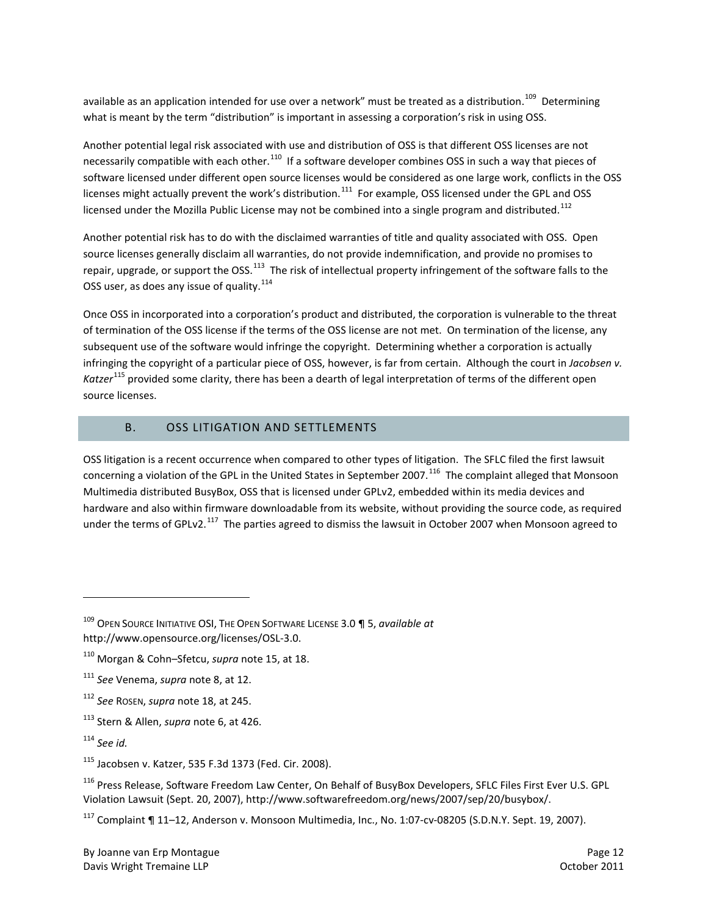available as an application intended for use over a network" must be treated as a distribution.[109] Determining what is meant by the term "distribution" is important in assessing a corporation's risk in using OSS.

Another potential legal risk associated with use and distribution of OSS is that different OSS licenses are not necessarily compatible with each other.[110] If a software developer combines OSS in such a way that pieces of software licensed under different open source licenses would be considered as one large work, conflicts in the OSS licenses might actually prevent the work's distribution.[111] For example, OSS licensed under the GPL and OSS licensed under the Mozilla Public License may not be combined into a single program and distributed.[112]

Another potential risk has to do with the disclaimed warranties of title and quality associated with OSS. Open source licenses generally disclaim all warranties, do not provide indemnification, and provide no promises to repair, upgrade, or support the OSS.[113] The risk of intellectual property infringement of the software falls to the OSS user, as does any issue of quality.[114]

Once OSS in incorporated into a corporation's product and distributed, the corporation is vulnerable to the threat of termination of the OSS license if the terms of the OSS license are not met. On termination of the license, any subsequent use of the software would infringe the copyright. Determining whether a corporation is actually infringing the copyright of a particular piece of OSS, however, is far from certain. Although the court in *Jacobsen v. Katzer*[115] provided some clarity, there has been a dearth of legal interpretation of terms of the different open source licenses.

## B. OSS LITIGATION AND SETTLEMENTS

OSS litigation is a recent occurrence when compared to other types of litigation. The SFLC filed the first lawsuit concerning a violation of the GPL in the United States in September 2007.[116] The complaint alleged that Monsoon Multimedia distributed BusyBox, OSS that is licensed under GPLv2, embedded within its media devices and hardware and also within firmware downloadable from its website, without providing the source code, as required under the terms of GPLv2.[117] The parties agreed to dismiss the lawsuit in October 2007 when Monsoon agreed to

---

[109] OPEN SOURCE INITIATIVE OSI, THE OPEN SOFTWARE LICENSE 3.0 ¶ 5, *available at* http://www.opensource.org/licenses/OSL-3.0.

[110] Morgan & Cohn–Sfetcu, *supra* note 15, at 18.

[111] *See* Venema, *supra* note 8, at 12.

[112] *See* ROSEN, *supra* note 18, at 245.

[113] Stern & Allen, *supra* note 6, at 426.

[114] *See id.*

[115] Jacobsen v. Katzer, 535 F.3d 1373 (Fed. Cir. 2008).

[116] Press Release, Software Freedom Law Center, On Behalf of BusyBox Developers, SFLC Files First Ever U.S. GPL Violation Lawsuit (Sept. 20, 2007), http://www.softwarefreedom.org/news/2007/sep/20/busybox/.

[117] Complaint ¶ 11–12, Anderson v. Monsoon Multimedia, Inc., No. 1:07-cv-08205 (S.D.N.Y. Sept. 19, 2007).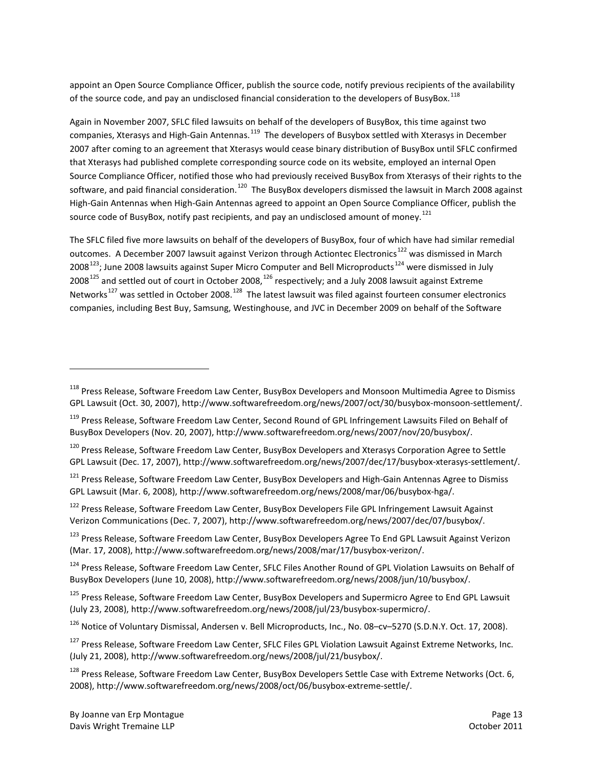appoint an Open Source Compliance Officer, publish the source code, notify previous recipients of the availability of the source code, and pay an undisclosed financial consideration to the developers of BusyBox.[118]

Again in November 2007, SFLC filed lawsuits on behalf of the developers of BusyBox, this time against two companies, Xterasys and High-Gain Antennas.[119] The developers of Busybox settled with Xterasys in December 2007 after coming to an agreement that Xterasys would cease binary distribution of BusyBox until SFLC confirmed that Xterasys had published complete corresponding source code on its website, employed an internal Open Source Compliance Officer, notified those who had previously received BusyBox from Xterasys of their rights to the software, and paid financial consideration.[120] The BusyBox developers dismissed the lawsuit in March 2008 against High-Gain Antennas when High-Gain Antennas agreed to appoint an Open Source Compliance Officer, publish the source code of BusyBox, notify past recipients, and pay an undisclosed amount of money.[121]

The SFLC filed five more lawsuits on behalf of the developers of BusyBox, four of which have had similar remedial outcomes. A December 2007 lawsuit against Verizon through Actiontec Electronics[122] was dismissed in March 2008[123]; June 2008 lawsuits against Super Micro Computer and Bell Microproducts[124] were dismissed in July 2008[125] and settled out of court in October 2008,[126] respectively; and a July 2008 lawsuit against Extreme Networks[127] was settled in October 2008.[128] The latest lawsuit was filed against fourteen consumer electronics companies, including Best Buy, Samsung, Westinghouse, and JVC in December 2009 on behalf of the Software

---

[118] Press Release, Software Freedom Law Center, BusyBox Developers and Monsoon Multimedia Agree to Dismiss GPL Lawsuit (Oct. 30, 2007), http://www.softwarefreedom.org/news/2007/oct/30/busybox-monsoon-settlement/.

[119] Press Release, Software Freedom Law Center, Second Round of GPL Infringement Lawsuits Filed on Behalf of BusyBox Developers (Nov. 20, 2007), http://www.softwarefreedom.org/news/2007/nov/20/busybox/.

[120] Press Release, Software Freedom Law Center, BusyBox Developers and Xterasys Corporation Agree to Settle GPL Lawsuit (Dec. 17, 2007), http://www.softwarefreedom.org/news/2007/dec/17/busybox-xterasys-settlement/.

[121] Press Release, Software Freedom Law Center, BusyBox Developers and High-Gain Antennas Agree to Dismiss GPL Lawsuit (Mar. 6, 2008), http://www.softwarefreedom.org/news/2008/mar/06/busybox-hga/.

[122] Press Release, Software Freedom Law Center, BusyBox Developers File GPL Infringement Lawsuit Against Verizon Communications (Dec. 7, 2007), http://www.softwarefreedom.org/news/2007/dec/07/busybox/.

[123] Press Release, Software Freedom Law Center, BusyBox Developers Agree To End GPL Lawsuit Against Verizon (Mar. 17, 2008), http://www.softwarefreedom.org/news/2008/mar/17/busybox-verizon/.

[124] Press Release, Software Freedom Law Center, SFLC Files Another Round of GPL Violation Lawsuits on Behalf of BusyBox Developers (June 10, 2008), http://www.softwarefreedom.org/news/2008/jun/10/busybox/.

[125] Press Release, Software Freedom Law Center, BusyBox Developers and Supermicro Agree to End GPL Lawsuit (July 23, 2008), http://www.softwarefreedom.org/news/2008/jul/23/busybox-supermicro/.

[126] Notice of Voluntary Dismissal, Andersen v. Bell Microproducts, Inc., No. 08–cv–5270 (S.D.N.Y. Oct. 17, 2008).

[127] Press Release, Software Freedom Law Center, SFLC Files GPL Violation Lawsuit Against Extreme Networks, Inc. (July 21, 2008), http://www.softwarefreedom.org/news/2008/jul/21/busybox/.

[128] Press Release, Software Freedom Law Center, BusyBox Developers Settle Case with Extreme Networks (Oct. 6, 2008), http://www.softwarefreedom.org/news/2008/oct/06/busybox-extreme-settle/.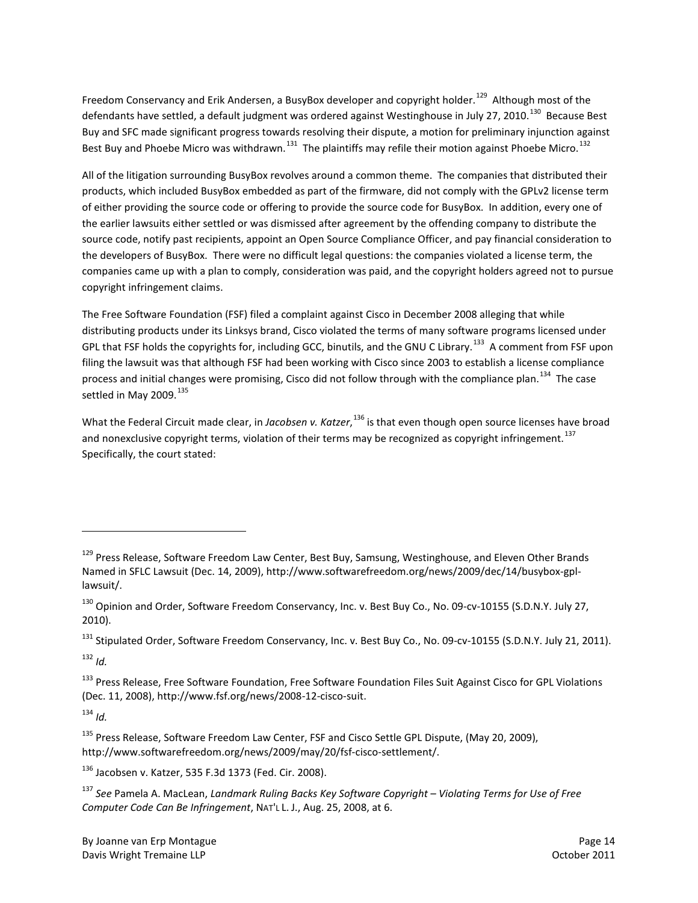Freedom Conservancy and Erik Andersen, a BusyBox developer and copyright holder.[129] Although most of the defendants have settled, a default judgment was ordered against Westinghouse in July 27, 2010.[130] Because Best Buy and SFC made significant progress towards resolving their dispute, a motion for preliminary injunction against Best Buy and Phoebe Micro was withdrawn.[131] The plaintiffs may refile their motion against Phoebe Micro.[132]

All of the litigation surrounding BusyBox revolves around a common theme. The companies that distributed their products, which included BusyBox embedded as part of the firmware, did not comply with the GPLv2 license term of either providing the source code or offering to provide the source code for BusyBox. In addition, every one of the earlier lawsuits either settled or was dismissed after agreement by the offending company to distribute the source code, notify past recipients, appoint an Open Source Compliance Officer, and pay financial consideration to the developers of BusyBox. There were no difficult legal questions: the companies violated a license term, the companies came up with a plan to comply, consideration was paid, and the copyright holders agreed not to pursue copyright infringement claims.

The Free Software Foundation (FSF) filed a complaint against Cisco in December 2008 alleging that while distributing products under its Linksys brand, Cisco violated the terms of many software programs licensed under GPL that FSF holds the copyrights for, including GCC, binutils, and the GNU C Library.[133] A comment from FSF upon filing the lawsuit was that although FSF had been working with Cisco since 2003 to establish a license compliance process and initial changes were promising, Cisco did not follow through with the compliance plan.[134] The case settled in May 2009.[135]

What the Federal Circuit made clear, in *Jacobsen v. Katzer*,[136] is that even though open source licenses have broad and nonexclusive copyright terms, violation of their terms may be recognized as copyright infringement.[137] Specifically, the court stated:

---

[129] Press Release, Software Freedom Law Center, Best Buy, Samsung, Westinghouse, and Eleven Other Brands Named in SFLC Lawsuit (Dec. 14, 2009), http://www.softwarefreedom.org/news/2009/dec/14/busybox-gpl-lawsuit/.

[130] Opinion and Order, Software Freedom Conservancy, Inc. v. Best Buy Co., No. 09-cv-10155 (S.D.N.Y. July 27, 2010).

[131] Stipulated Order, Software Freedom Conservancy, Inc. v. Best Buy Co., No. 09-cv-10155 (S.D.N.Y. July 21, 2011).

[132] *Id.*

[133] Press Release, Free Software Foundation, Free Software Foundation Files Suit Against Cisco for GPL Violations (Dec. 11, 2008), http://www.fsf.org/news/2008-12-cisco-suit.

[134] *Id.*

[135] Press Release, Software Freedom Law Center, FSF and Cisco Settle GPL Dispute, (May 20, 2009), http://www.softwarefreedom.org/news/2009/may/20/fsf-cisco-settlement/.

[136] Jacobsen v. Katzer, 535 F.3d 1373 (Fed. Cir. 2008).

[137] *See* Pamela A. MacLean, *Landmark Ruling Backs Key Software Copyright – Violating Terms for Use of Free Computer Code Can Be Infringement*, NAT'L L. J., Aug. 25, 2008, at 6.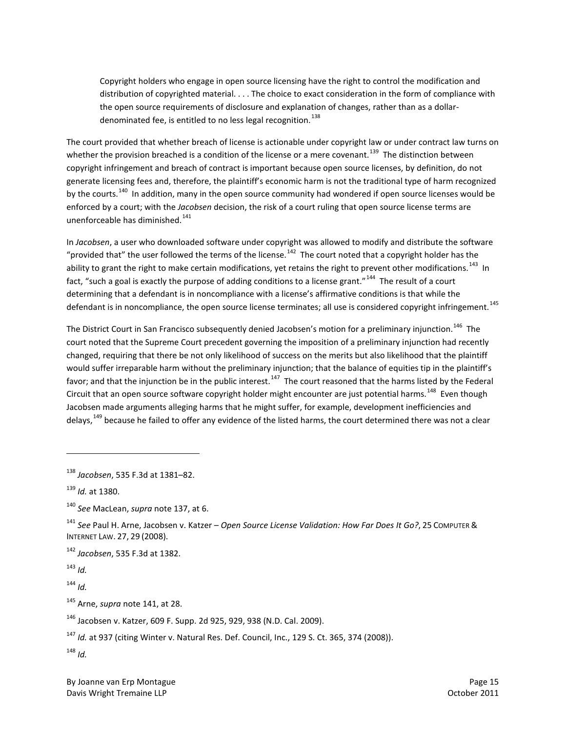> Copyright holders who engage in open source licensing have the right to control the modification and distribution of copyrighted material. . . . The choice to exact consideration in the form of compliance with the open source requirements of disclosure and explanation of changes, rather than as a dollar-denominated fee, is entitled to no less legal recognition.[138]

The court provided that whether breach of license is actionable under copyright law or under contract law turns on whether the provision breached is a condition of the license or a mere covenant.[139] The distinction between copyright infringement and breach of contract is important because open source licenses, by definition, do not generate licensing fees and, therefore, the plaintiff's economic harm is not the traditional type of harm recognized by the courts.[140] In addition, many in the open source community had wondered if open source licenses would be enforced by a court; with the *Jacobsen* decision, the risk of a court ruling that open source license terms are unenforceable has diminished.[141]

In *Jacobsen*, a user who downloaded software under copyright was allowed to modify and distribute the software "provided that" the user followed the terms of the license.[142] The court noted that a copyright holder has the ability to grant the right to make certain modifications, yet retains the right to prevent other modifications.[143] In fact, "such a goal is exactly the purpose of adding conditions to a license grant."[144] The result of a court determining that a defendant is in noncompliance with a license's affirmative conditions is that while the defendant is in noncompliance, the open source license terminates; all use is considered copyright infringement.[145]

The District Court in San Francisco subsequently denied Jacobsen's motion for a preliminary injunction.[146] The court noted that the Supreme Court precedent governing the imposition of a preliminary injunction had recently changed, requiring that there be not only likelihood of success on the merits but also likelihood that the plaintiff would suffer irreparable harm without the preliminary injunction; that the balance of equities tip in the plaintiff's favor; and that the injunction be in the public interest.[147] The court reasoned that the harms listed by the Federal Circuit that an open source software copyright holder might encounter are just potential harms.[148] Even though Jacobsen made arguments alleging harms that he might suffer, for example, development inefficiencies and delays,[149] because he failed to offer any evidence of the listed harms, the court determined there was not a clear

---

[138] *Jacobsen*, 535 F.3d at 1381–82.

[139] *Id.* at 1380.

[140] *See* MacLean, *supra* note 137, at 6.

[141] *See* Paul H. Arne, Jacobsen v. Katzer – *Open Source License Validation: How Far Does It Go?*, 25 COMPUTER & INTERNET LAW. 27, 29 (2008).

[142] *Jacobsen*, 535 F.3d at 1382.

[143] *Id.*

[144] *Id.*

[145] Arne, *supra* note 141, at 28.

[146] Jacobsen v. Katzer, 609 F. Supp. 2d 925, 929, 938 (N.D. Cal. 2009).

[147] *Id.* at 937 (citing Winter v. Natural Res. Def. Council, Inc., 129 S. Ct. 365, 374 (2008)).

[148] *Id.*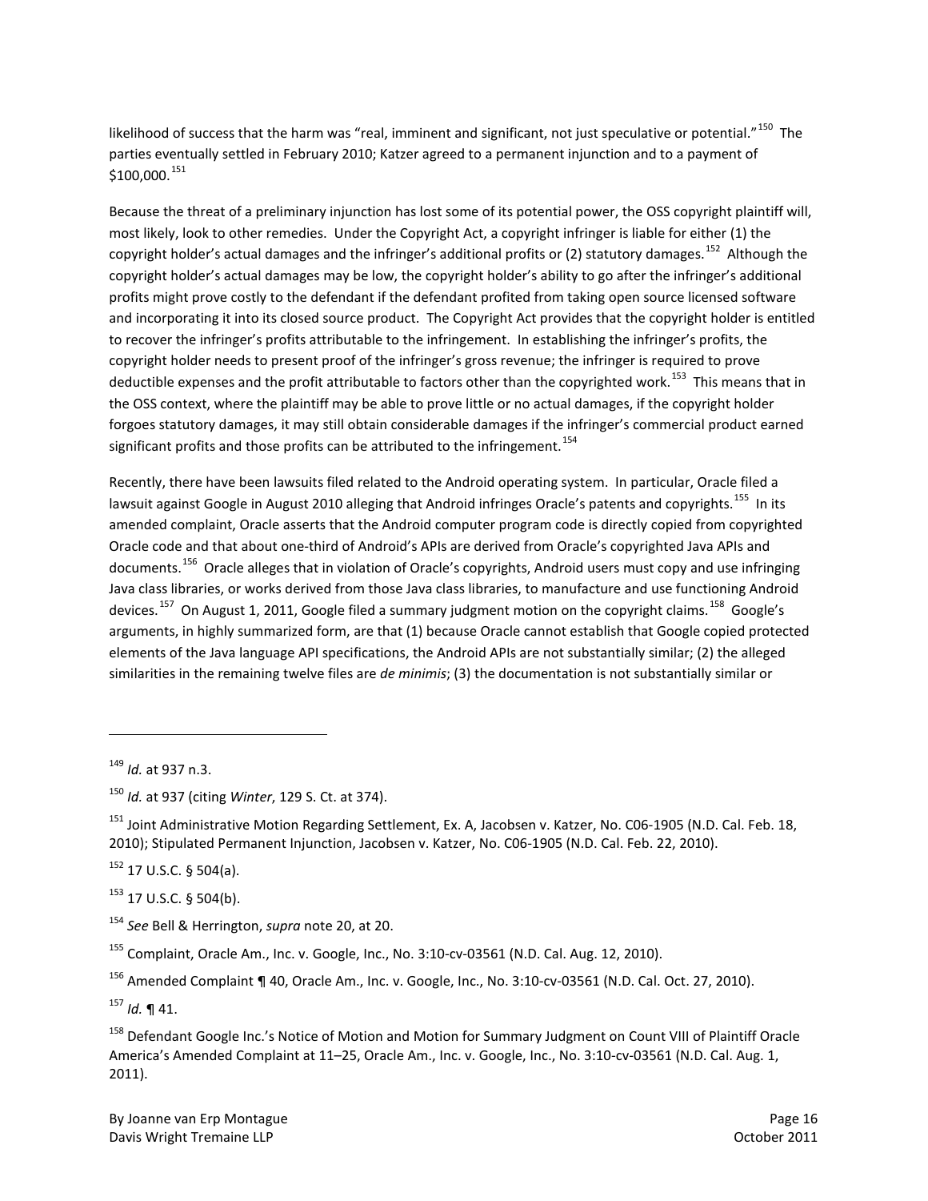likelihood of success that the harm was "real, imminent and significant, not just speculative or potential."[150] The parties eventually settled in February 2010; Katzer agreed to a permanent injunction and to a payment of $100,000.[151]

Because the threat of a preliminary injunction has lost some of its potential power, the OSS copyright plaintiff will, most likely, look to other remedies. Under the Copyright Act, a copyright infringer is liable for either (1) the copyright holder's actual damages and the infringer's additional profits or (2) statutory damages.[152] Although the copyright holder's actual damages may be low, the copyright holder's ability to go after the infringer's additional profits might prove costly to the defendant if the defendant profited from taking open source licensed software and incorporating it into its closed source product. The Copyright Act provides that the copyright holder is entitled to recover the infringer's profits attributable to the infringement. In establishing the infringer's profits, the copyright holder needs to present proof of the infringer's gross revenue; the infringer is required to prove deductible expenses and the profit attributable to factors other than the copyrighted work.[153] This means that in the OSS context, where the plaintiff may be able to prove little or no actual damages, if the copyright holder forgoes statutory damages, it may still obtain considerable damages if the infringer's commercial product earned significant profits and those profits can be attributed to the infringement.[154]

Recently, there have been lawsuits filed related to the Android operating system. In particular, Oracle filed a lawsuit against Google in August 2010 alleging that Android infringes Oracle's patents and copyrights.[155] In its amended complaint, Oracle asserts that the Android computer program code is directly copied from copyrighted Oracle code and that about one-third of Android's APIs are derived from Oracle's copyrighted Java APIs and documents.[156] Oracle alleges that in violation of Oracle's copyrights, Android users must copy and use infringing Java class libraries, or works derived from those Java class libraries, to manufacture and use functioning Android devices.[157] On August 1, 2011, Google filed a summary judgment motion on the copyright claims.[158] Google's arguments, in highly summarized form, are that (1) because Oracle cannot establish that Google copied protected elements of the Java language API specifications, the Android APIs are not substantially similar; (2) the alleged similarities in the remaining twelve files are *de minimis*; (3) the documentation is not substantially similar or

---

[149] *Id.* at 937 n.3.

[150] *Id.* at 937 (citing *Winter*, 129 S. Ct. at 374).

[151] Joint Administrative Motion Regarding Settlement, Ex. A, Jacobsen v. Katzer, No. C06-1905 (N.D. Cal. Feb. 18, 2010); Stipulated Permanent Injunction, Jacobsen v. Katzer, No. C06-1905 (N.D. Cal. Feb. 22, 2010).

[152] 17 U.S.C. § 504(a).

[153] 17 U.S.C. § 504(b).

[154] *See* Bell & Herrington, *supra* note 20, at 20.

[155] Complaint, Oracle Am., Inc. v. Google, Inc., No. 3:10-cv-03561 (N.D. Cal. Aug. 12, 2010).

[156] Amended Complaint ¶ 40, Oracle Am., Inc. v. Google, Inc., No. 3:10-cv-03561 (N.D. Cal. Oct. 27, 2010).

[157] *Id.* ¶ 41.

[158] Defendant Google Inc.'s Notice of Motion and Motion for Summary Judgment on Count VIII of Plaintiff Oracle America's Amended Complaint at 11–25, Oracle Am., Inc. v. Google, Inc., No. 3:10-cv-03561 (N.D. Cal. Aug. 1, 2011).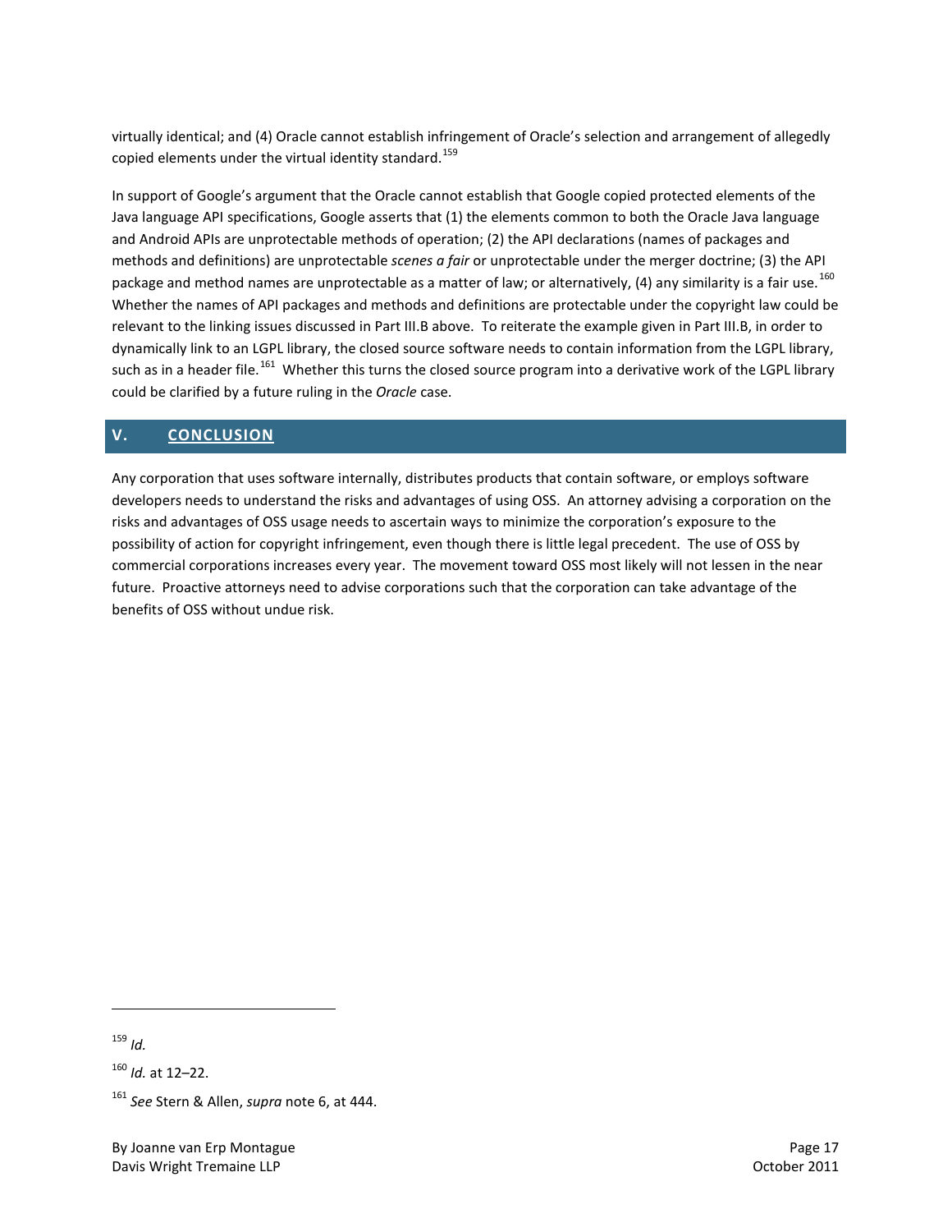virtually identical; and (4) Oracle cannot establish infringement of Oracle's selection and arrangement of allegedly copied elements under the virtual identity standard.[159]

In support of Google's argument that the Oracle cannot establish that Google copied protected elements of the Java language API specifications, Google asserts that (1) the elements common to both the Oracle Java language and Android APIs are unprotectable methods of operation; (2) the API declarations (names of packages and methods and definitions) are unprotectable *scenes a fair* or unprotectable under the merger doctrine; (3) the API package and method names are unprotectable as a matter of law; or alternatively, (4) any similarity is a fair use.[160] Whether the names of API packages and methods and definitions are protectable under the copyright law could be relevant to the linking issues discussed in Part III.B above. To reiterate the example given in Part III.B, in order to dynamically link to an LGPL library, the closed source software needs to contain information from the LGPL library, such as in a header file.[161] Whether this turns the closed source program into a derivative work of the LGPL library could be clarified by a future ruling in the *Oracle* case.

## V. CONCLUSION

Any corporation that uses software internally, distributes products that contain software, or employs software developers needs to understand the risks and advantages of using OSS. An attorney advising a corporation on the risks and advantages of OSS usage needs to ascertain ways to minimize the corporation's exposure to the possibility of action for copyright infringement, even though there is little legal precedent. The use of OSS by commercial corporations increases every year. The movement toward OSS most likely will not lessen in the near future. Proactive attorneys need to advise corporations such that the corporation can take advantage of the benefits of OSS without undue risk.

---

[159] *Id.*

[160] *Id.* at 12–22.

[161] *See* Stern & Allen, *supra* note 6, at 444.